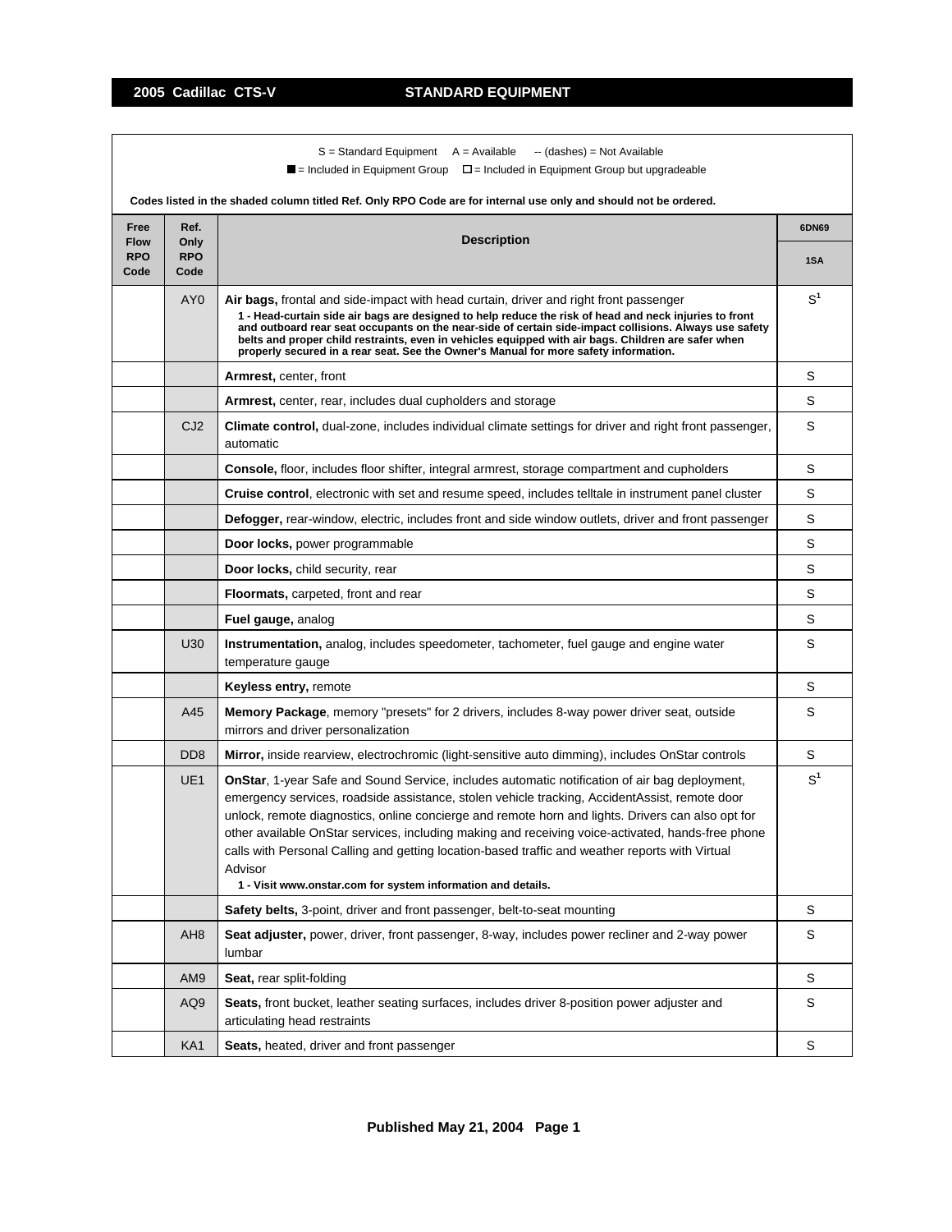## 2005 Cadillac CTS-V — STANDARD EQUIPMENT

S = Standard Equipment   A = Available   -- (dashes) = Not Available

■ = Included in Equipment Group   □ = Included in Equipment Group but upgradeable

**Codes listed in the shaded column titled Ref. Only RPO Code are for internal use only and should not be ordered.**

| Free Flow RPO Code | Ref. Only RPO Code | Description | 6DN69 |
|---|---|---|---|
| | | | 1SA |
| | AY0 | **Air bags,** frontal and side-impact with head curtain, driver and right front passenger<br>**1 - Head-curtain side air bags are designed to help reduce the risk of head and neck injuries to front and outboard rear seat occupants on the near-side of certain side-impact collisions. Always use safety belts and proper child restraints, even in vehicles equipped with air bags. Children are safer when properly secured in a rear seat. See the Owner's Manual for more safety information.** | S[1] |
| | | **Armrest,** center, front | S |
| | | **Armrest,** center, rear, includes dual cupholders and storage | S |
| | CJ2 | **Climate control,** dual-zone, includes individual climate settings for driver and right front passenger, automatic | S |
| | | **Console,** floor, includes floor shifter, integral armrest, storage compartment and cupholders | S |
| | | **Cruise control**, electronic with set and resume speed, includes telltale in instrument panel cluster | S |
| | | **Defogger,** rear-window, electric, includes front and side window outlets, driver and front passenger | S |
| | | **Door locks,** power programmable | S |
| | | **Door locks,** child security, rear | S |
| | | **Floormats,** carpeted, front and rear | S |
| | | **Fuel gauge,** analog | S |
| | U30 | **Instrumentation,** analog, includes speedometer, tachometer, fuel gauge and engine water temperature gauge | S |
| | | **Keyless entry,** remote | S |
| | A45 | **Memory Package**, memory "presets" for 2 drivers, includes 8-way power driver seat, outside mirrors and driver personalization | S |
| | DD8 | **Mirror,** inside rearview, electrochromic (light-sensitive auto dimming), includes OnStar controls | S |
| | UE1 | **OnStar**, 1-year Safe and Sound Service, includes automatic notification of air bag deployment, emergency services, roadside assistance, stolen vehicle tracking, AccidentAssist, remote door unlock, remote diagnostics, online concierge and remote horn and lights. Drivers can also opt for other available OnStar services, including making and receiving voice-activated, hands-free phone calls with Personal Calling and getting location-based traffic and weather reports with Virtual Advisor<br>**1 - Visit www.onstar.com for system information and details.** | S[1] |
| | | **Safety belts,** 3-point, driver and front passenger, belt-to-seat mounting | S |
| | AH8 | **Seat adjuster,** power, driver, front passenger, 8-way, includes power recliner and 2-way power lumbar | S |
| | AM9 | **Seat,** rear split-folding | S |
| | AQ9 | **Seats,** front bucket, leather seating surfaces, includes driver 8-position power adjuster and articulating head restraints | S |
| | KA1 | **Seats,** heated, driver and front passenger | S |

Published May 21, 2004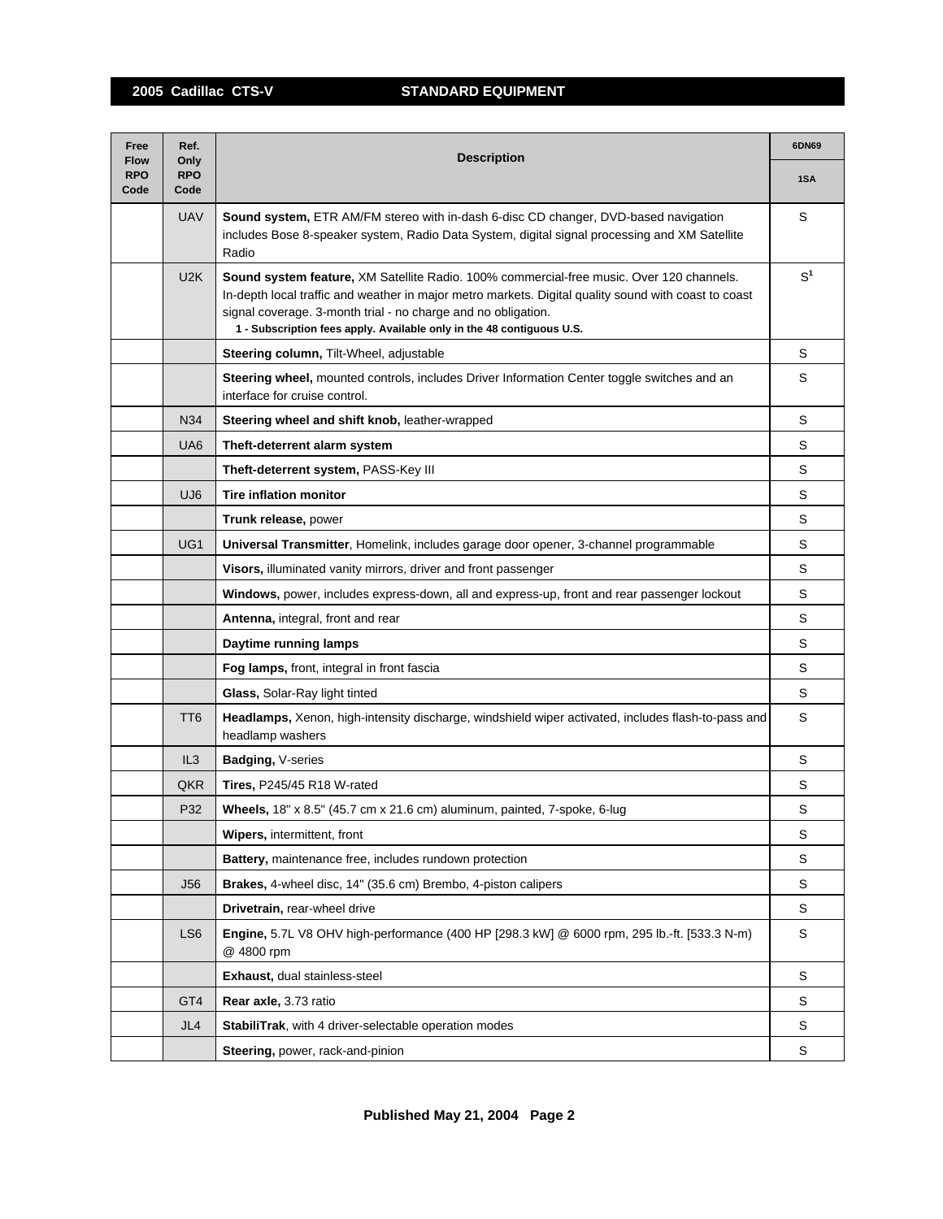| Free Flow RPO Code | Ref. Only RPO Code | Description | 6DN69 |
|---|---|---|---|
| | | | 1SA |
| | UAV | **Sound system,** ETR AM/FM stereo with in-dash 6-disc CD changer, DVD-based navigation includes Bose 8-speaker system, Radio Data System, digital signal processing and XM Satellite Radio | S |
| | U2K | **Sound system feature,** XM Satellite Radio. 100% commercial-free music. Over 120 channels. In-depth local traffic and weather in major metro markets. Digital quality sound with coast to coast signal coverage. 3-month trial - no charge and no obligation. **1 - Subscription fees apply. Available only in the 48 contiguous U.S.** | S[1] |
| | | **Steering column,** Tilt-Wheel, adjustable | S |
| | | **Steering wheel,** mounted controls, includes Driver Information Center toggle switches and an interface for cruise control. | S |
| | N34 | **Steering wheel and shift knob,** leather-wrapped | S |
| | UA6 | **Theft-deterrent alarm system** | S |
| | | **Theft-deterrent system,** PASS-Key III | S |
| | UJ6 | **Tire inflation monitor** | S |
| | | **Trunk release,** power | S |
| | UG1 | **Universal Transmitter**, Homelink, includes garage door opener, 3-channel programmable | S |
| | | **Visors,** illuminated vanity mirrors, driver and front passenger | S |
| | | **Windows,** power, includes express-down, all and express-up, front and rear passenger lockout | S |
| | | **Antenna,** integral, front and rear | S |
| | | **Daytime running lamps** | S |
| | | **Fog lamps,** front, integral in front fascia | S |
| | | **Glass,** Solar-Ray light tinted | S |
| | TT6 | **Headlamps,** Xenon, high-intensity discharge, windshield wiper activated, includes flash-to-pass and headlamp washers | S |
| | IL3 | **Badging,** V-series | S |
| | QKR | **Tires,** P245/45 R18 W-rated | S |
| | P32 | **Wheels,** 18" x 8.5" (45.7 cm x 21.6 cm) aluminum, painted, 7-spoke, 6-lug | S |
| | | **Wipers,** intermittent, front | S |
| | | **Battery,** maintenance free, includes rundown protection | S |
| | J56 | **Brakes,** 4-wheel disc, 14" (35.6 cm) Brembo, 4-piston calipers | S |
| | | **Drivetrain,** rear-wheel drive | S |
| | LS6 | **Engine,** 5.7L V8 OHV high-performance (400 HP [298.3 kW] @ 6000 rpm, 295 lb.-ft. [533.3 N-m) @ 4800 rpm | S |
| | | **Exhaust,** dual stainless-steel | S |
| | GT4 | **Rear axle,** 3.73 ratio | S |
| | JL4 | **StabiliTrak**, with 4 driver-selectable operation modes | S |
| | | **Steering,** power, rack-and-pinion | S |

**Published May 21, 2004**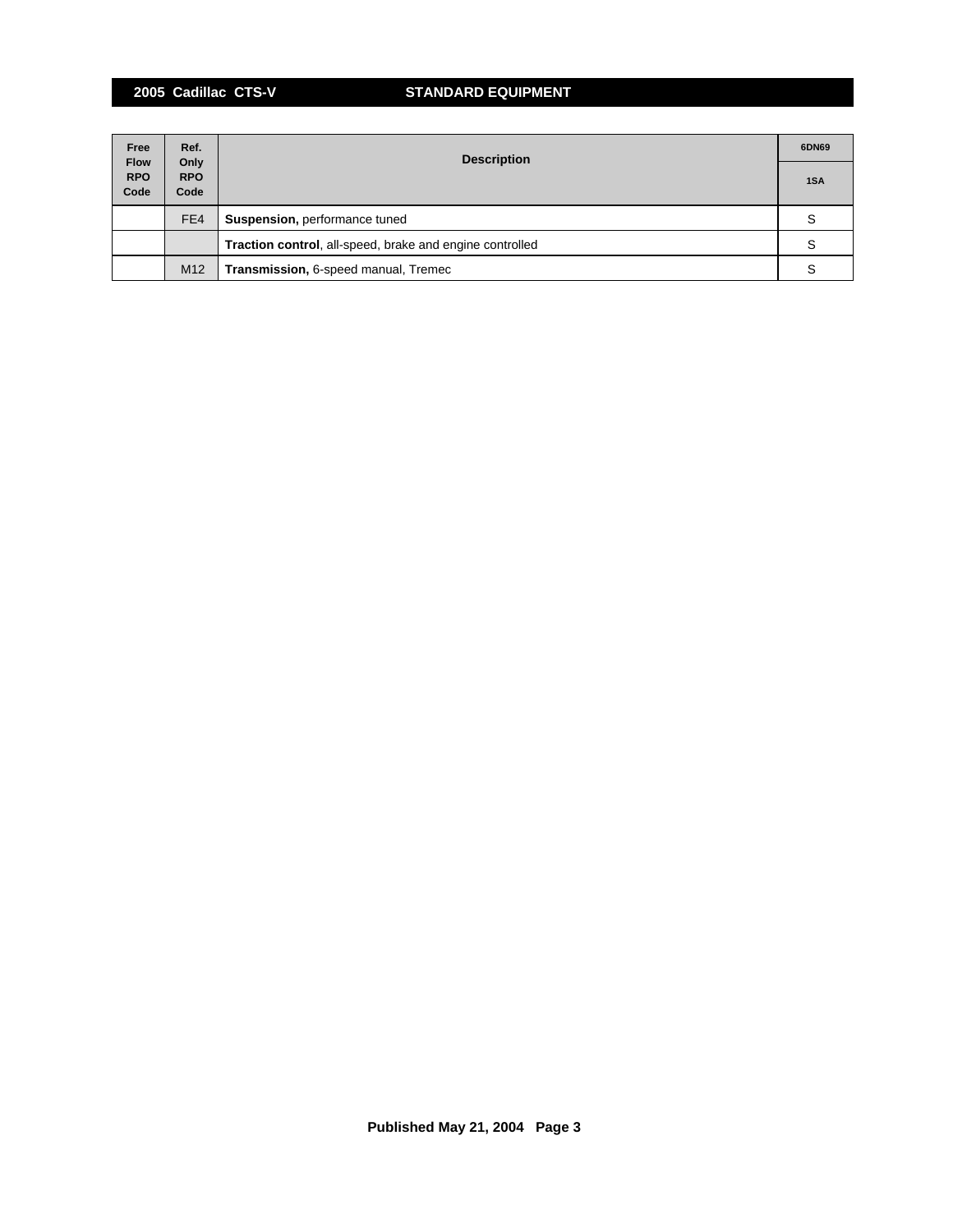| Free Flow RPO Code | Ref. Only RPO Code | Description | 6DN69 |
|---|---|---|---|
| | | | 1SA |
| | FE4 | **Suspension,** performance tuned | S |
| | | **Traction control**, all-speed, brake and engine controlled | S |
| | M12 | **Transmission,** 6-speed manual, Tremec | S |

**Published May 21, 2004**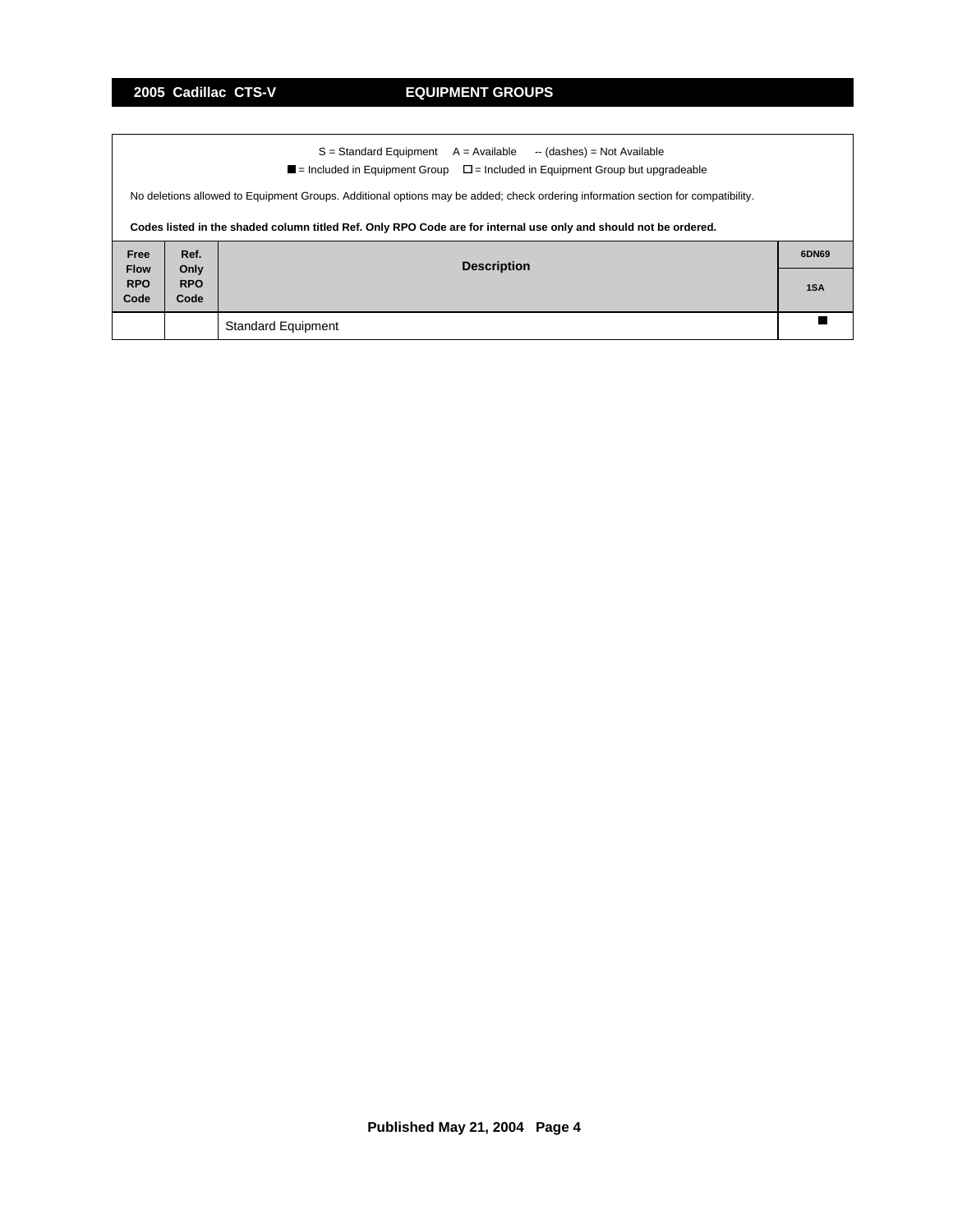## 2005 Cadillac CTS-V — EQUIPMENT GROUPS

S = Standard Equipment A = Available -- (dashes) = Not Available

■ = Included in Equipment Group □ = Included in Equipment Group but upgradeable

No deletions allowed to Equipment Groups. Additional options may be added; check ordering information section for compatibility.

**Codes listed in the shaded column titled Ref. Only RPO Code are for internal use only and should not be ordered.**

| Free Flow RPO Code | Ref. Only RPO Code | Description | 6DN69 |
|---|---|---|---|
| | | | 1SA |
| | | Standard Equipment | ■ |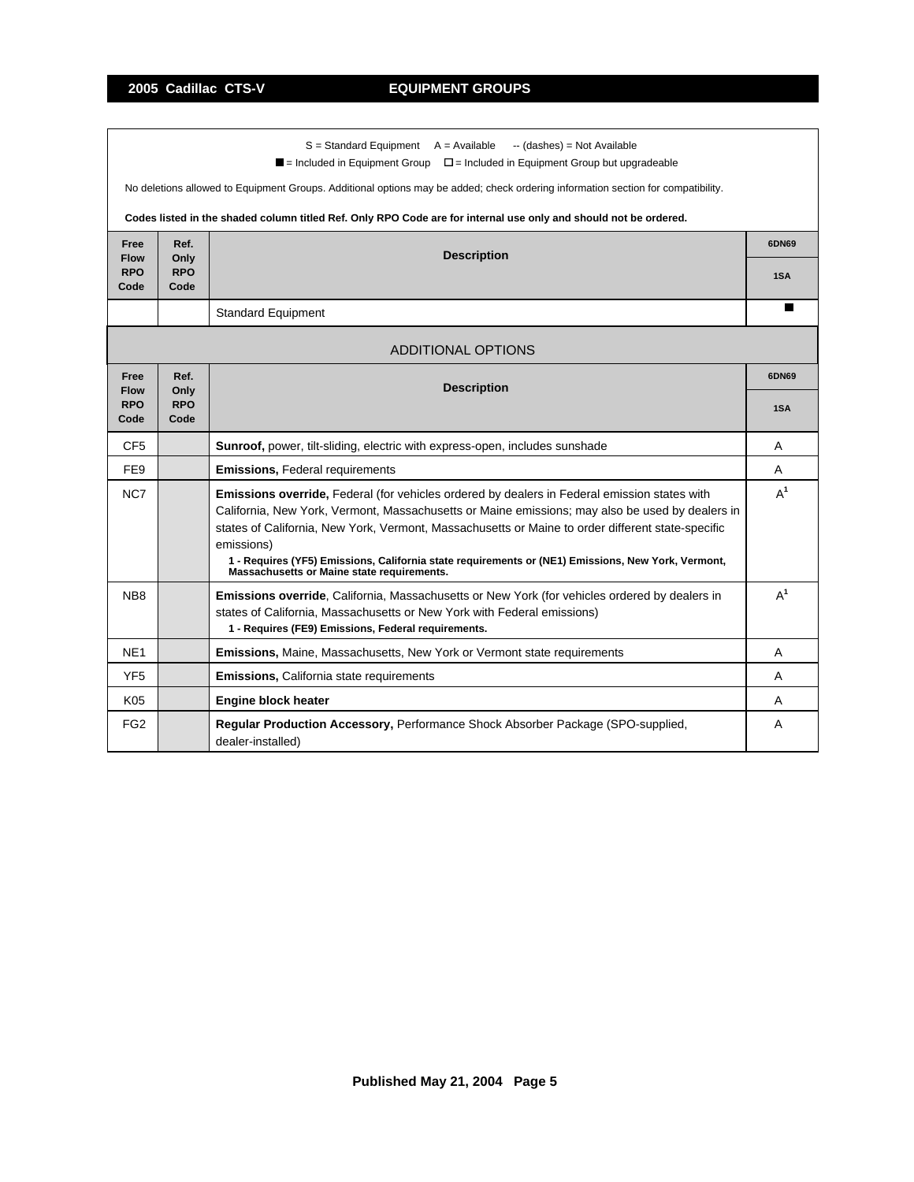## 2005 Cadillac CTS-V — EQUIPMENT GROUPS

S = Standard Equipment  A = Available  -- (dashes) = Not Available

■ = Included in Equipment Group  □ = Included in Equipment Group but upgradeable

No deletions allowed to Equipment Groups. Additional options may be added; check ordering information section for compatibility.

**Codes listed in the shaded column titled Ref. Only RPO Code are for internal use only and should not be ordered.**

| Free Flow RPO Code | Ref. Only RPO Code | Description | 6DN69 |
|---|---|---|---|
| | | | 1SA |
| | | Standard Equipment | ■ |

### ADDITIONAL OPTIONS

| Free Flow RPO Code | Ref. Only RPO Code | Description | 6DN69 |
|---|---|---|---|
| | | | 1SA |
| CF5 | | **Sunroof,** power, tilt-sliding, electric with express-open, includes sunshade | A |
| FE9 | | **Emissions,** Federal requirements | A |
| NC7 | | **Emissions override,** Federal (for vehicles ordered by dealers in Federal emission states with California, New York, Vermont, Massachusetts or Maine emissions; may also be used by dealers in states of California, New York, Vermont, Massachusetts or Maine to order different state-specific emissions) **1 - Requires (YF5) Emissions, California state requirements or (NE1) Emissions, New York, Vermont, Massachusetts or Maine state requirements.** | A[1] |
| NB8 | | **Emissions override**, California, Massachusetts or New York (for vehicles ordered by dealers in states of California, Massachusetts or New York with Federal emissions) **1 - Requires (FE9) Emissions, Federal requirements.** | A[1] |
| NE1 | | **Emissions,** Maine, Massachusetts, New York or Vermont state requirements | A |
| YF5 | | **Emissions,** California state requirements | A |
| K05 | | **Engine block heater** | A |
| FG2 | | **Regular Production Accessory,** Performance Shock Absorber Package (SPO-supplied, dealer-installed) | A |

**Published May 21, 2004**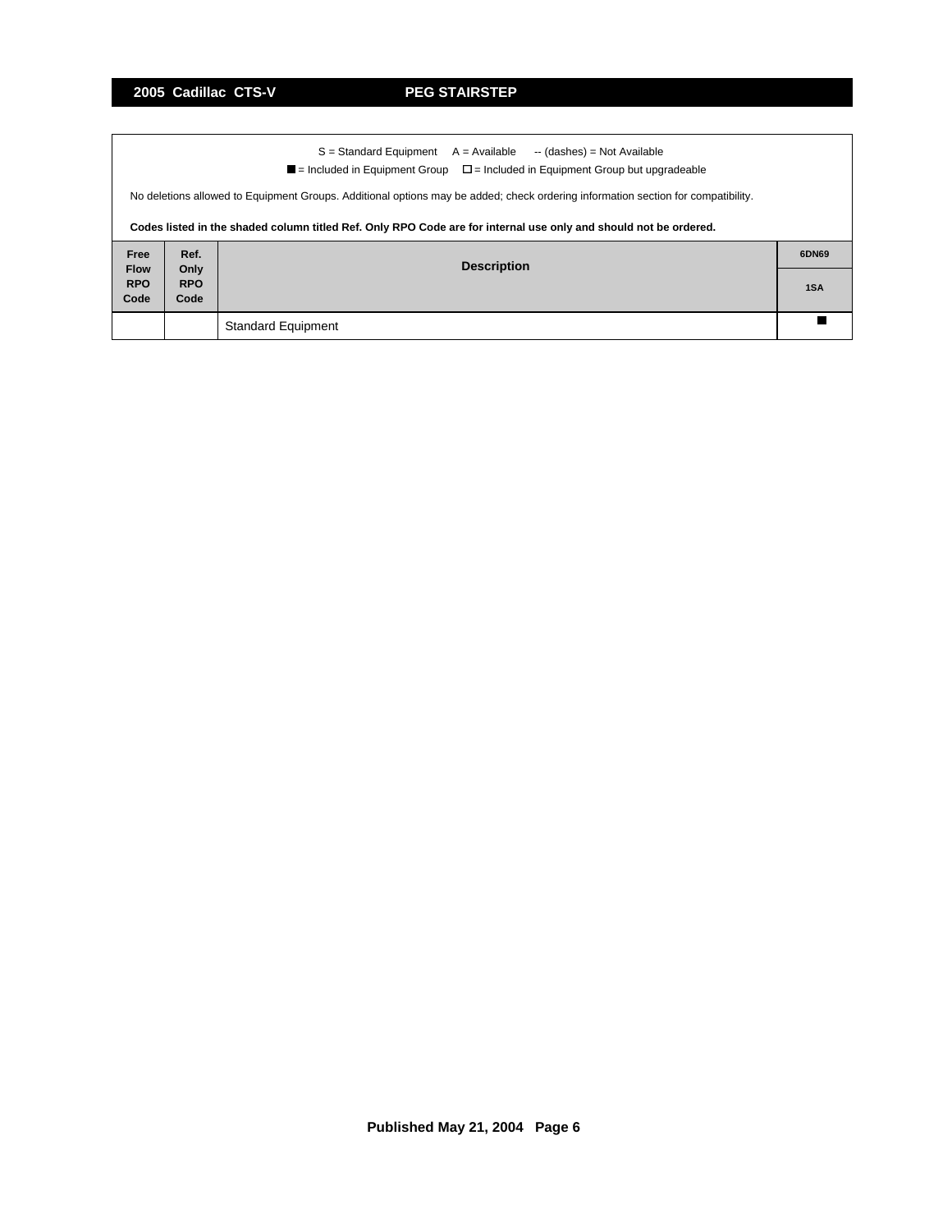## PEG STAIRSTEP

S = Standard Equipment A = Available -- (dashes) = Not Available

■ = Included in Equipment Group □ = Included in Equipment Group but upgradeable

No deletions allowed to Equipment Groups. Additional options may be added; check ordering information section for compatibility.

**Codes listed in the shaded column titled Ref. Only RPO Code are for internal use only and should not be ordered.**

| Free Flow RPO Code | Ref. Only RPO Code | Description | 6DN69 |
|---|---|---|---|
| | | | 1SA |
| | | Standard Equipment | ■ |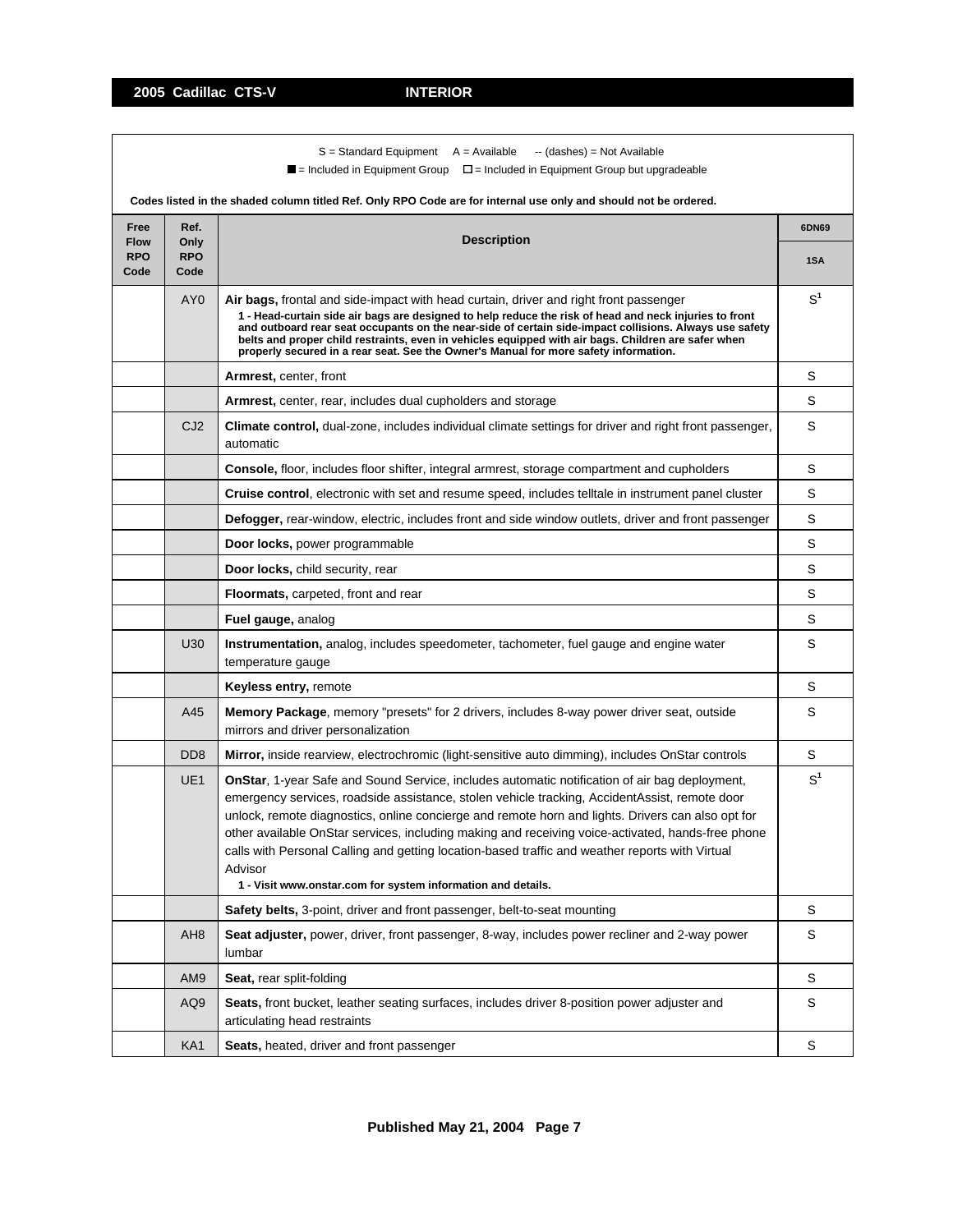## 2005 Cadillac CTS-V — INTERIOR

S = Standard Equipment   A = Available   -- (dashes) = Not Available

■ = Included in Equipment Group   □ = Included in Equipment Group but upgradeable

**Codes listed in the shaded column titled Ref. Only RPO Code are for internal use only and should not be ordered.**

| Free Flow RPO Code | Ref. Only RPO Code | Description | 6DN69 |
|---|---|---|---|
| | | | 1SA |
| | AY0 | **Air bags,** frontal and side-impact with head curtain, driver and right front passenger<br>**1 - Head-curtain side air bags are designed to help reduce the risk of head and neck injuries to front and outboard rear seat occupants on the near-side of certain side-impact collisions. Always use safety belts and proper child restraints, even in vehicles equipped with air bags. Children are safer when properly secured in a rear seat. See the Owner's Manual for more safety information.** | S[1] |
| | | **Armrest,** center, front | S |
| | | **Armrest,** center, rear, includes dual cupholders and storage | S |
| | CJ2 | **Climate control,** dual-zone, includes individual climate settings for driver and right front passenger, automatic | S |
| | | **Console,** floor, includes floor shifter, integral armrest, storage compartment and cupholders | S |
| | | **Cruise control**, electronic with set and resume speed, includes telltale in instrument panel cluster | S |
| | | **Defogger,** rear-window, electric, includes front and side window outlets, driver and front passenger | S |
| | | **Door locks,** power programmable | S |
| | | **Door locks,** child security, rear | S |
| | | **Floormats,** carpeted, front and rear | S |
| | | **Fuel gauge,** analog | S |
| | U30 | **Instrumentation,** analog, includes speedometer, tachometer, fuel gauge and engine water temperature gauge | S |
| | | **Keyless entry,** remote | S |
| | A45 | **Memory Package**, memory "presets" for 2 drivers, includes 8-way power driver seat, outside mirrors and driver personalization | S |
| | DD8 | **Mirror,** inside rearview, electrochromic (light-sensitive auto dimming), includes OnStar controls | S |
| | UE1 | **OnStar**, 1-year Safe and Sound Service, includes automatic notification of air bag deployment, emergency services, roadside assistance, stolen vehicle tracking, AccidentAssist, remote door unlock, remote diagnostics, online concierge and remote horn and lights. Drivers can also opt for other available OnStar services, including making and receiving voice-activated, hands-free phone calls with Personal Calling and getting location-based traffic and weather reports with Virtual Advisor<br>**1 - Visit www.onstar.com for system information and details.** | S[1] |
| | | **Safety belts,** 3-point, driver and front passenger, belt-to-seat mounting | S |
| | AH8 | **Seat adjuster,** power, driver, front passenger, 8-way, includes power recliner and 2-way power lumbar | S |
| | AM9 | **Seat,** rear split-folding | S |
| | AQ9 | **Seats,** front bucket, leather seating surfaces, includes driver 8-position power adjuster and articulating head restraints | S |
| | KA1 | **Seats,** heated, driver and front passenger | S |

Published May 21, 2004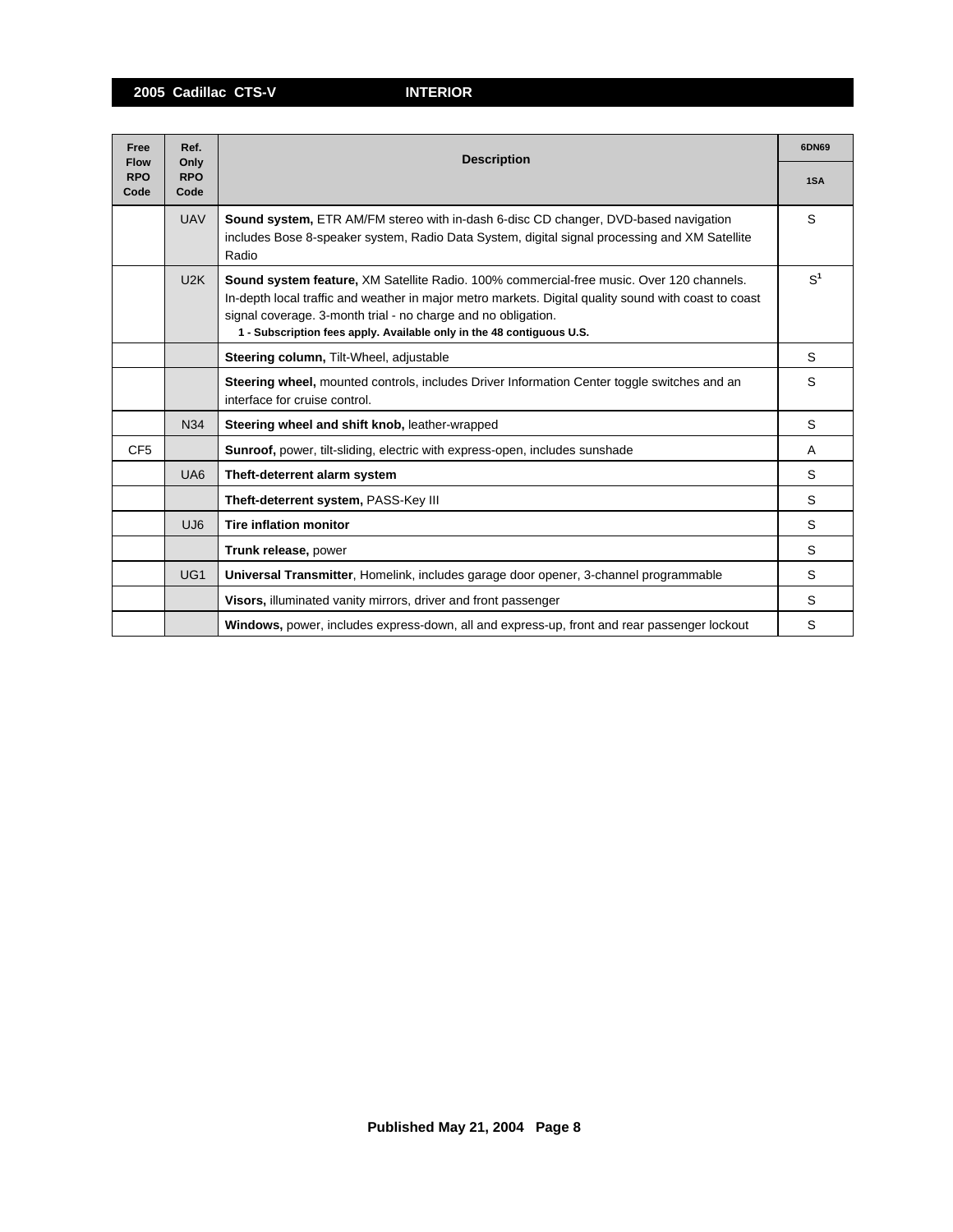| Free Flow RPO Code | Ref. Only RPO Code | Description | 6DN69 |
|---|---|---|---|
| | | | 1SA |
| | UAV | **Sound system,** ETR AM/FM stereo with in-dash 6-disc CD changer, DVD-based navigation includes Bose 8-speaker system, Radio Data System, digital signal processing and XM Satellite Radio | S |
| | U2K | **Sound system feature,** XM Satellite Radio. 100% commercial-free music. Over 120 channels. In-depth local traffic and weather in major metro markets. Digital quality sound with coast to coast signal coverage. 3-month trial - no charge and no obligation. **1 - Subscription fees apply. Available only in the 48 contiguous U.S.** | S[1] |
| | | **Steering column,** Tilt-Wheel, adjustable | S |
| | | **Steering wheel,** mounted controls, includes Driver Information Center toggle switches and an interface for cruise control. | S |
| | N34 | **Steering wheel and shift knob,** leather-wrapped | S |
| CF5 | | **Sunroof,** power, tilt-sliding, electric with express-open, includes sunshade | A |
| | UA6 | **Theft-deterrent alarm system** | S |
| | | **Theft-deterrent system,** PASS-Key III | S |
| | UJ6 | **Tire inflation monitor** | S |
| | | **Trunk release,** power | S |
| | UG1 | **Universal Transmitter**, Homelink, includes garage door opener, 3-channel programmable | S |
| | | **Visors,** illuminated vanity mirrors, driver and front passenger | S |
| | | **Windows,** power, includes express-down, all and express-up, front and rear passenger lockout | S |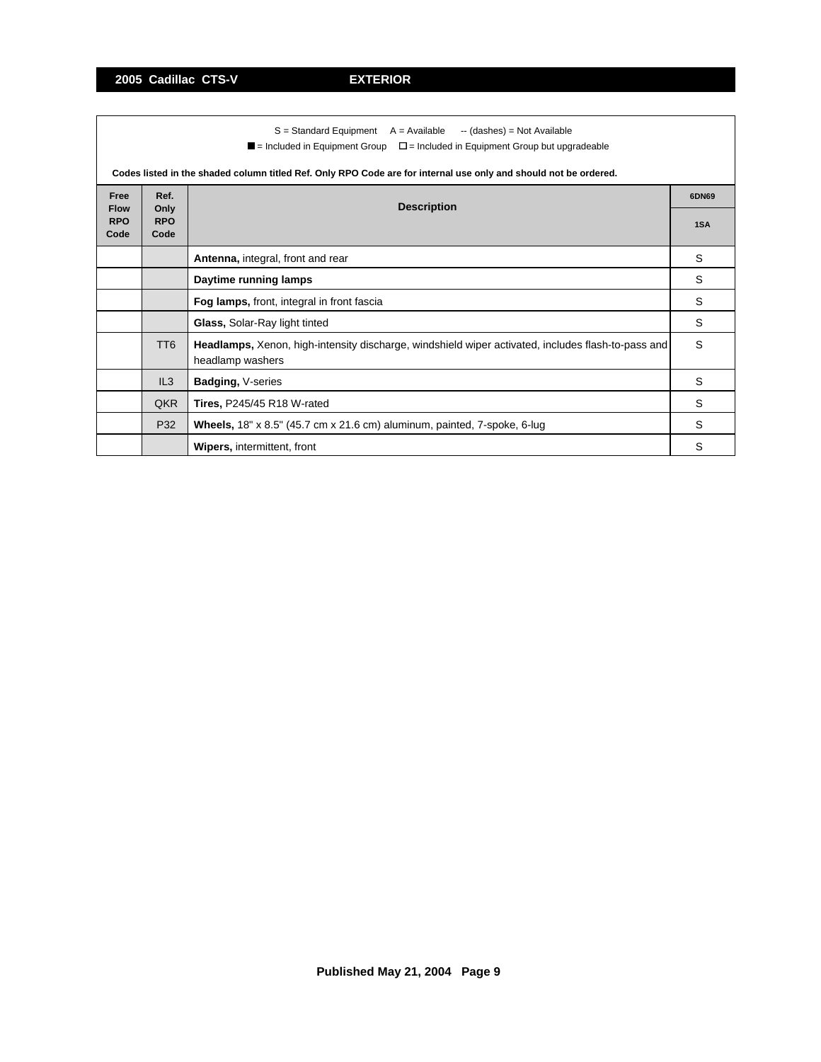## 2005 Cadillac CTS-V — EXTERIOR

S = Standard Equipment A = Available -- (dashes) = Not Available

■ = Included in Equipment Group □ = Included in Equipment Group but upgradeable

**Codes listed in the shaded column titled Ref. Only RPO Code are for internal use only and should not be ordered.**

| Free Flow RPO Code | Ref. Only RPO Code | Description | 6DN69 |
|---|---|---|---|
| | | | 1SA |
| | | **Antenna,** integral, front and rear | S |
| | | **Daytime running lamps** | S |
| | | **Fog lamps,** front, integral in front fascia | S |
| | | **Glass,** Solar-Ray light tinted | S |
| | TT6 | **Headlamps,** Xenon, high-intensity discharge, windshield wiper activated, includes flash-to-pass and headlamp washers | S |
| | IL3 | **Badging,** V-series | S |
| | QKR | **Tires,** P245/45 R18 W-rated | S |
| | P32 | **Wheels,** 18" x 8.5" (45.7 cm x 21.6 cm) aluminum, painted, 7-spoke, 6-lug | S |
| | | **Wipers,** intermittent, front | S |

**Published May 21, 2004**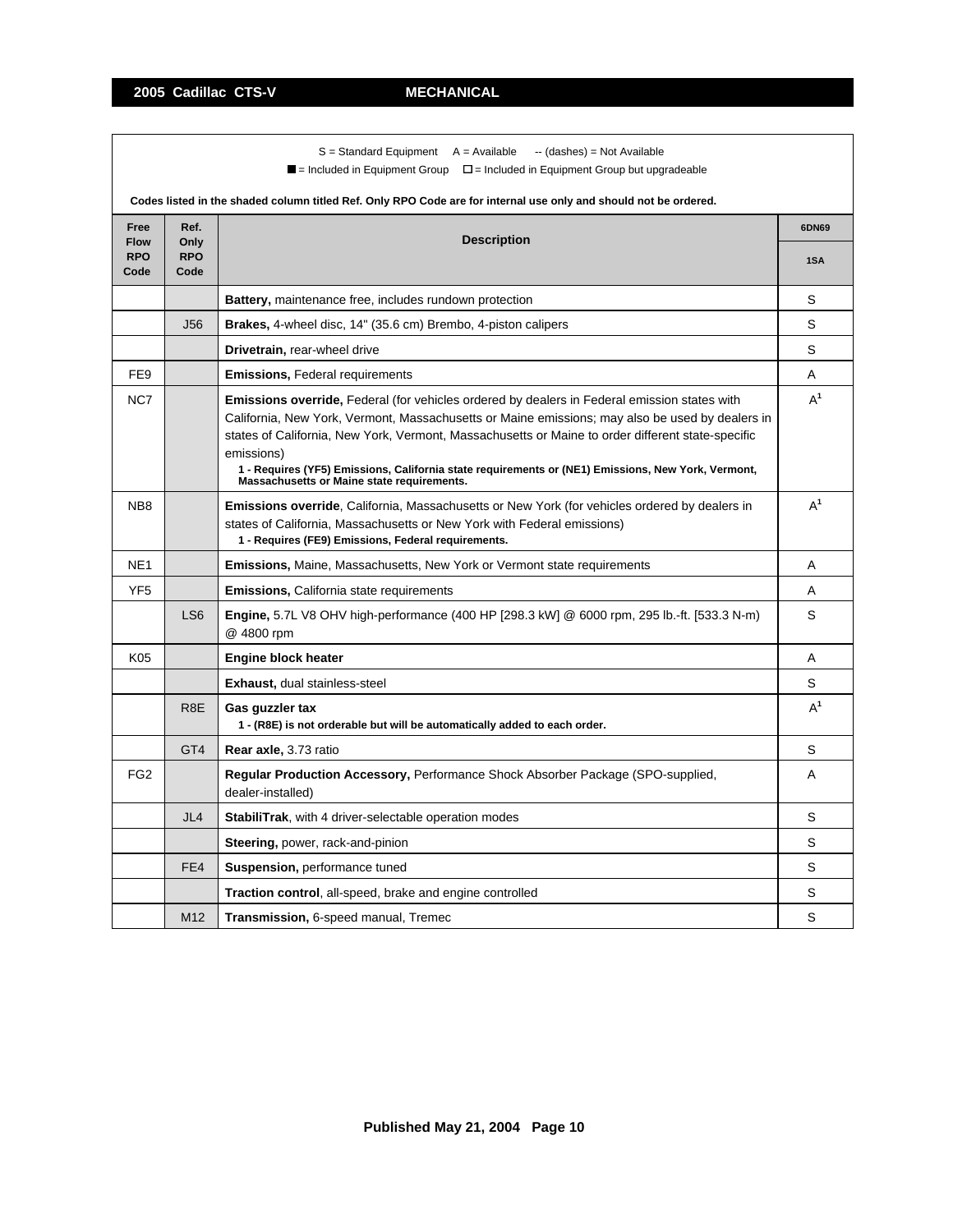## 2005 Cadillac CTS-V — MECHANICAL

S = Standard Equipment  A = Available  -- (dashes) = Not Available

■ = Included in Equipment Group  □ = Included in Equipment Group but upgradeable

**Codes listed in the shaded column titled Ref. Only RPO Code are for internal use only and should not be ordered.**

| Free Flow RPO Code | Ref. Only RPO Code | Description | 6DN69 |
|---|---|---|---|
| | | | **1SA** |
| | | **Battery,** maintenance free, includes rundown protection | S |
| | J56 | **Brakes,** 4-wheel disc, 14" (35.6 cm) Brembo, 4-piston calipers | S |
| | | **Drivetrain,** rear-wheel drive | S |
| FE9 | | **Emissions,** Federal requirements | A |
| NC7 | | **Emissions override,** Federal (for vehicles ordered by dealers in Federal emission states with California, New York, Vermont, Massachusetts or Maine emissions; may also be used by dealers in states of California, New York, Vermont, Massachusetts or Maine to order different state-specific emissions) **1 - Requires (YF5) Emissions, California state requirements or (NE1) Emissions, New York, Vermont, Massachusetts or Maine state requirements.** | A[1] |
| NB8 | | **Emissions override**, California, Massachusetts or New York (for vehicles ordered by dealers in states of California, Massachusetts or New York with Federal emissions) **1 - Requires (FE9) Emissions, Federal requirements.** | A[1] |
| NE1 | | **Emissions,** Maine, Massachusetts, New York or Vermont state requirements | A |
| YF5 | | **Emissions,** California state requirements | A |
| | LS6 | **Engine,** 5.7L V8 OHV high-performance (400 HP [298.3 kW] @ 6000 rpm, 295 lb.-ft. [533.3 N-m) @ 4800 rpm | S |
| K05 | | **Engine block heater** | A |
| | | **Exhaust,** dual stainless-steel | S |
| | R8E | **Gas guzzler tax** **1 - (R8E) is not orderable but will be automatically added to each order.** | A[1] |
| | GT4 | **Rear axle,** 3.73 ratio | S |
| FG2 | | **Regular Production Accessory,** Performance Shock Absorber Package (SPO-supplied, dealer-installed) | A |
| | JL4 | **StabiliTrak**, with 4 driver-selectable operation modes | S |
| | | **Steering,** power, rack-and-pinion | S |
| | FE4 | **Suspension,** performance tuned | S |
| | | **Traction control**, all-speed, brake and engine controlled | S |
| | M12 | **Transmission,** 6-speed manual, Tremec | S |

**Published May 21, 2004**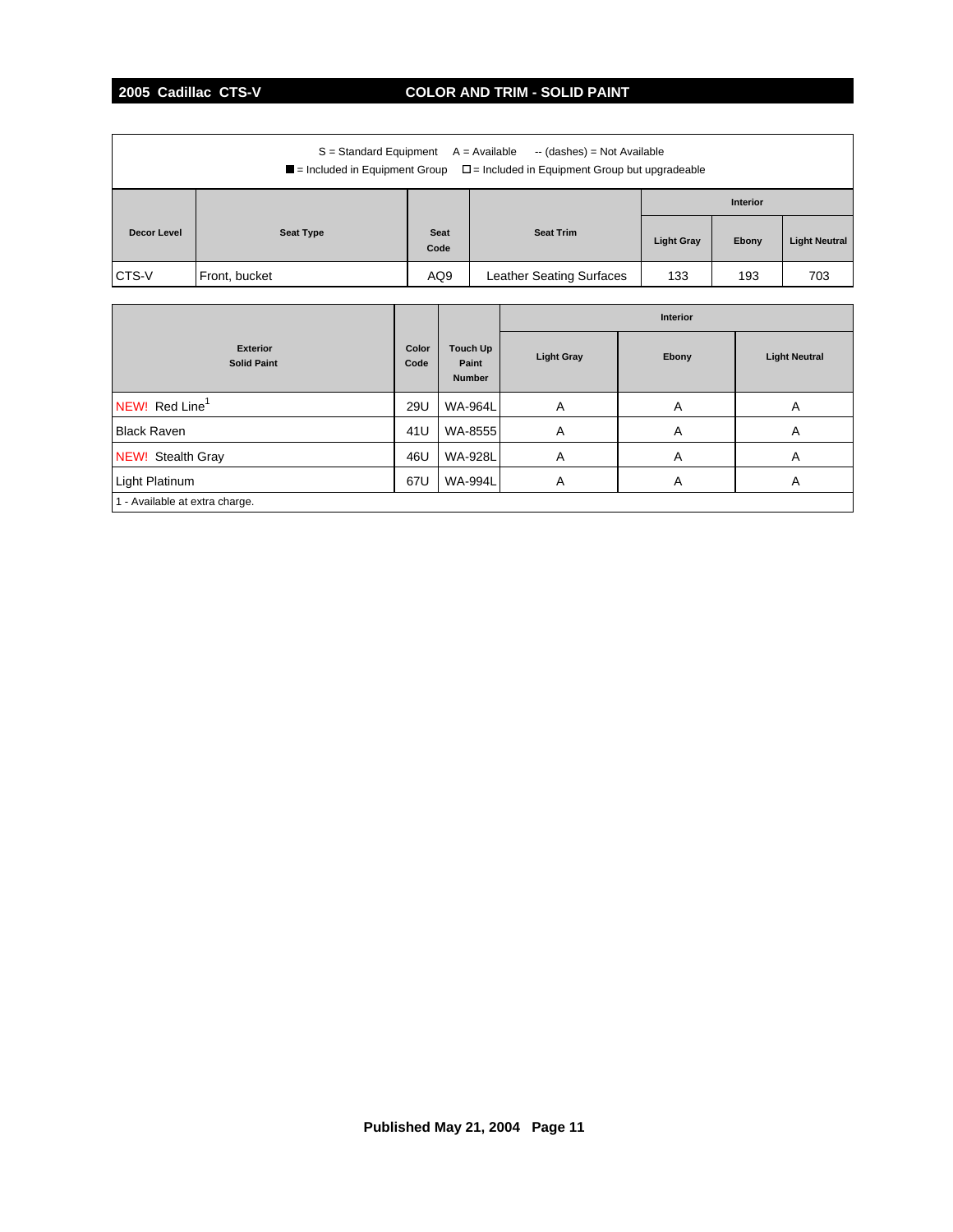## 2005 Cadillac CTS-V — COLOR AND TRIM - SOLID PAINT

S = Standard Equipment   A = Available   -- (dashes) = Not Available

■ = Included in Equipment Group   □ = Included in Equipment Group but upgradeable

| Decor Level | Seat Type | Seat Code | Seat Trim | Interior | | |
|---|---|---|---|---|---|---|
| | | | | Light Gray | Ebony | Light Neutral |
| CTS-V | Front, bucket | AQ9 | Leather Seating Surfaces | 133 | 193 | 703 |

| Exterior Solid Paint | Color Code | Touch Up Paint Number | Interior | | |
|---|---|---|---|---|---|
| | | | Light Gray | Ebony | Light Neutral |
| NEW! Red Line[1] | 29U | WA-964L | A | A | A |
| Black Raven | 41U | WA-8555 | A | A | A |
| NEW! Stealth Gray | 46U | WA-928L | A | A | A |
| Light Platinum | 67U | WA-994L | A | A | A |

1 - Available at extra charge.

Published May 21, 2004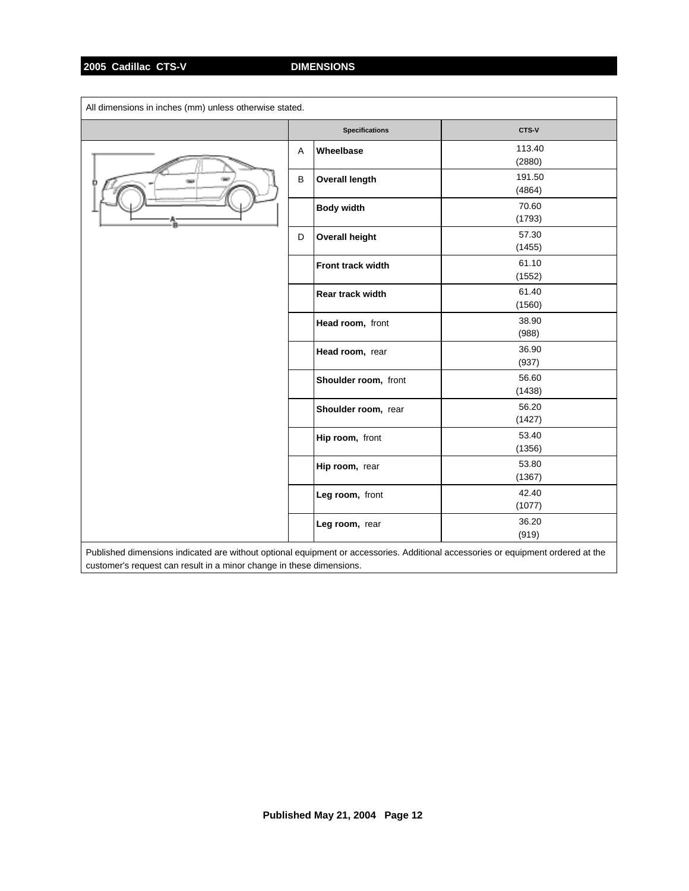## 2005 Cadillac CTS-V — DIMENSIONS

All dimensions in inches (mm) unless otherwise stated.

| | Specifications | CTS-V |
|---|---|---|
| A | **Wheelbase** | 113.40 (2880) |
| B | **Overall length** | 191.50 (4864) |
| | **Body width** | 70.60 (1793) |
| D | **Overall height** | 57.30 (1455) |
| | **Front track width** | 61.10 (1552) |
| | **Rear track width** | 61.40 (1560) |
| | **Head room,** front | 38.90 (988) |
| | **Head room,** rear | 36.90 (937) |
| | **Shoulder room,** front | 56.60 (1438) |
| | **Shoulder room,** rear | 56.20 (1427) |
| | **Hip room,** front | 53.40 (1356) |
| | **Hip room,** rear | 53.80 (1367) |
| | **Leg room,** front | 42.40 (1077) |
| | **Leg room,** rear | 36.20 (919) |

Published dimensions indicated are without optional equipment or accessories. Additional accessories or equipment ordered at the customer's request can result in a minor change in these dimensions.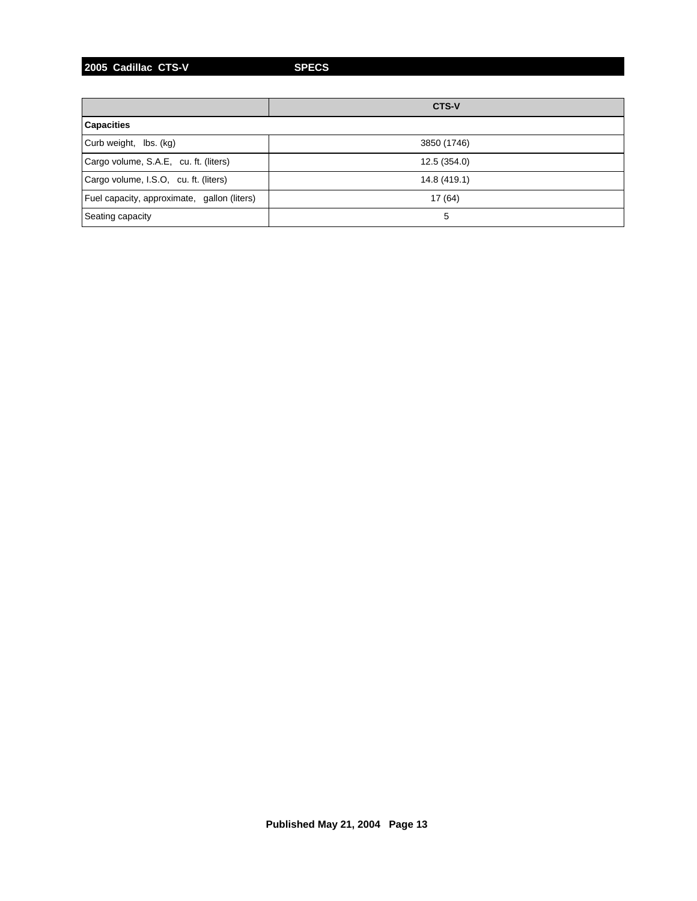| | CTS-V |
|---|---|
| **Capacities** | |
| Curb weight, lbs. (kg) | 3850 (1746) |
| Cargo volume, S.A.E, cu. ft. (liters) | 12.5 (354.0) |
| Cargo volume, I.S.O, cu. ft. (liters) | 14.8 (419.1) |
| Fuel capacity, approximate, gallon (liters) | 17 (64) |
| Seating capacity | 5 |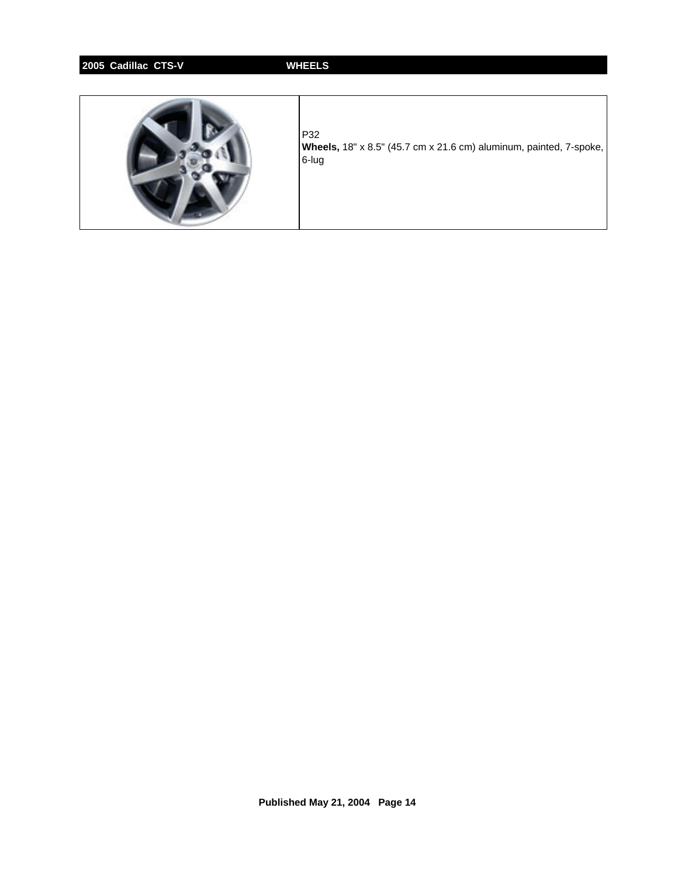**2005 Cadillac CTS-V** **WHEELS**

| | |
|---|---|
| | P32<br>**Wheels,** 18" x 8.5" (45.7 cm x 21.6 cm) aluminum, painted, 7-spoke, 6-lug |

**Published May 21, 2004**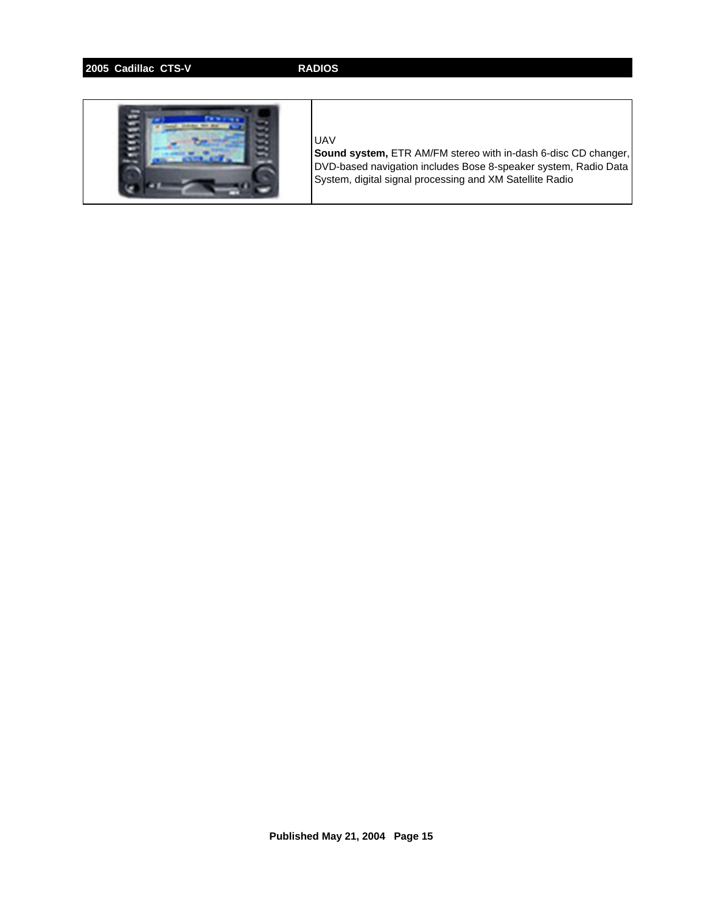| | |
|---|---|
| | UAV<br>**Sound system,** ETR AM/FM stereo with in-dash 6-disc CD changer, DVD-based navigation includes Bose 8-speaker system, Radio Data System, digital signal processing and XM Satellite Radio |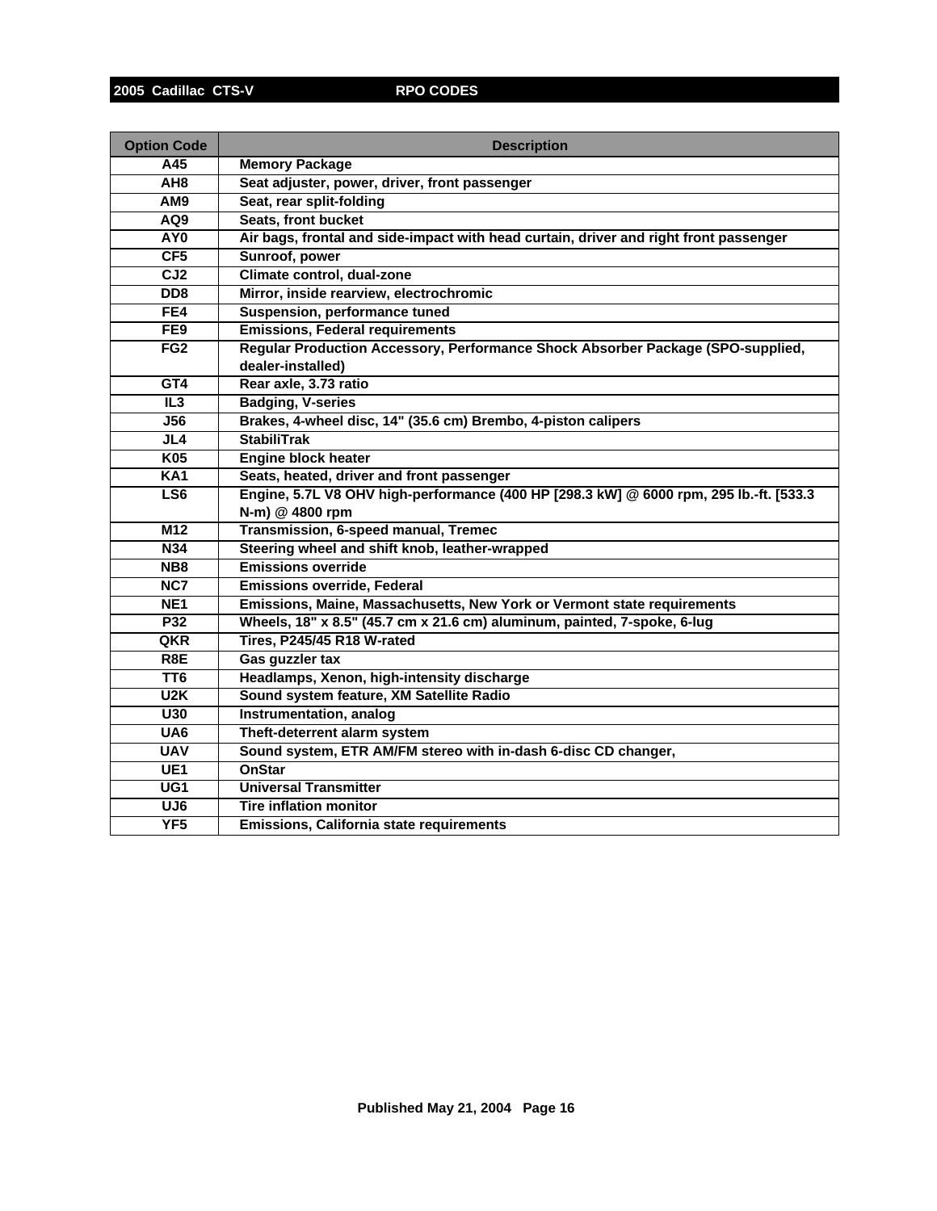## 2005 Cadillac CTS-V — RPO CODES

| Option Code | Description |
|---|---|
| A45 | Memory Package |
| AH8 | Seat adjuster, power, driver, front passenger |
| AM9 | Seat, rear split-folding |
| AQ9 | Seats, front bucket |
| AY0 | Air bags, frontal and side-impact with head curtain, driver and right front passenger |
| CF5 | Sunroof, power |
| CJ2 | Climate control, dual-zone |
| DD8 | Mirror, inside rearview, electrochromic |
| FE4 | Suspension, performance tuned |
| FE9 | Emissions, Federal requirements |
| FG2 | Regular Production Accessory, Performance Shock Absorber Package (SPO-supplied, dealer-installed) |
| GT4 | Rear axle, 3.73 ratio |
| IL3 | Badging, V-series |
| J56 | Brakes, 4-wheel disc, 14" (35.6 cm) Brembo, 4-piston calipers |
| JL4 | StabiliTrak |
| K05 | Engine block heater |
| KA1 | Seats, heated, driver and front passenger |
| LS6 | Engine, 5.7L V8 OHV high-performance (400 HP [298.3 kW] @ 6000 rpm, 295 lb.-ft. [533.3 N-m) @ 4800 rpm |
| M12 | Transmission, 6-speed manual, Tremec |
| N34 | Steering wheel and shift knob, leather-wrapped |
| NB8 | Emissions override |
| NC7 | Emissions override, Federal |
| NE1 | Emissions, Maine, Massachusetts, New York or Vermont state requirements |
| P32 | Wheels, 18" x 8.5" (45.7 cm x 21.6 cm) aluminum, painted, 7-spoke, 6-lug |
| QKR | Tires, P245/45 R18 W-rated |
| R8E | Gas guzzler tax |
| TT6 | Headlamps, Xenon, high-intensity discharge |
| U2K | Sound system feature, XM Satellite Radio |
| U30 | Instrumentation, analog |
| UA6 | Theft-deterrent alarm system |
| UAV | Sound system, ETR AM/FM stereo with in-dash 6-disc CD changer, |
| UE1 | OnStar |
| UG1 | Universal Transmitter |
| UJ6 | Tire inflation monitor |
| YF5 | Emissions, California state requirements |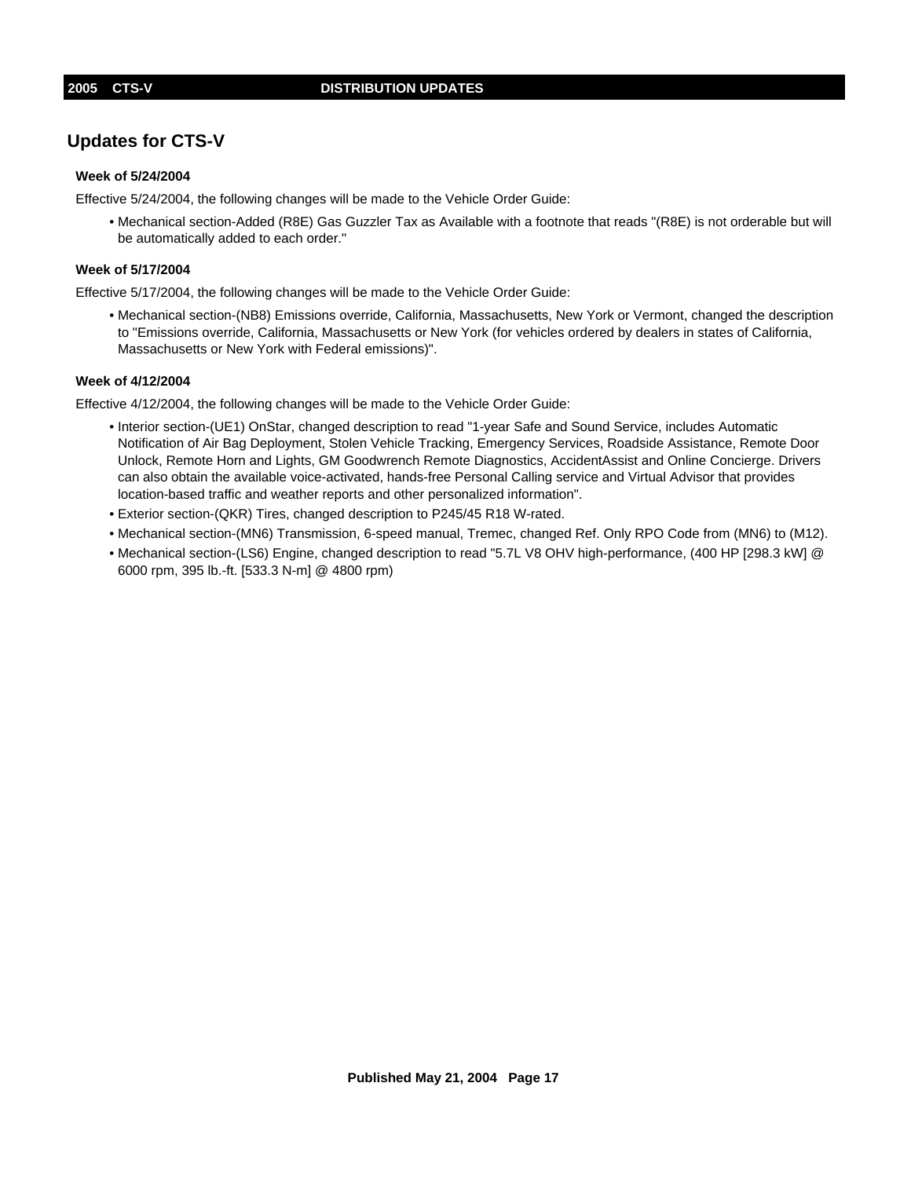## Updates for CTS-V

### Week of 5/24/2004

Effective 5/24/2004, the following changes will be made to the Vehicle Order Guide:

- Mechanical section-Added (R8E) Gas Guzzler Tax as Available with a footnote that reads "(R8E) is not orderable but will be automatically added to each order."

### Week of 5/17/2004

Effective 5/17/2004, the following changes will be made to the Vehicle Order Guide:

- Mechanical section-(NB8) Emissions override, California, Massachusetts, New York or Vermont, changed the description to "Emissions override, California, Massachusetts or New York (for vehicles ordered by dealers in states of California, Massachusetts or New York with Federal emissions)".

### Week of 4/12/2004

Effective 4/12/2004, the following changes will be made to the Vehicle Order Guide:

- Interior section-(UE1) OnStar, changed description to read "1-year Safe and Sound Service, includes Automatic Notification of Air Bag Deployment, Stolen Vehicle Tracking, Emergency Services, Roadside Assistance, Remote Door Unlock, Remote Horn and Lights, GM Goodwrench Remote Diagnostics, AccidentAssist and Online Concierge. Drivers can also obtain the available voice-activated, hands-free Personal Calling service and Virtual Advisor that provides location-based traffic and weather reports and other personalized information".
- Exterior section-(QKR) Tires, changed description to P245/45 R18 W-rated.
- Mechanical section-(MN6) Transmission, 6-speed manual, Tremec, changed Ref. Only RPO Code from (MN6) to (M12).
- Mechanical section-(LS6) Engine, changed description to read "5.7L V8 OHV high-performance, (400 HP [298.3 kW] @ 6000 rpm, 395 lb.-ft. [533.3 N-m] @ 4800 rpm)

Published May 21, 2004